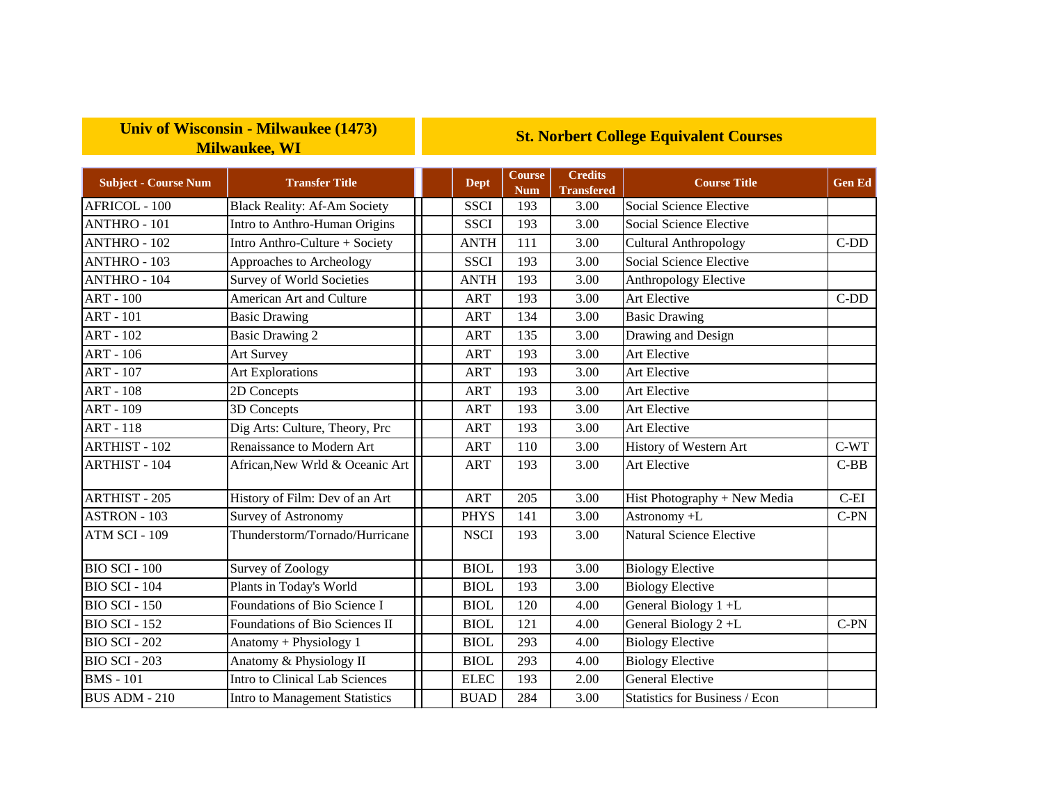| Univ of Wisconsin - Milwaukee (1473) Milwaukee, WI | | St. Norbert College Equivalent Courses | | | | |
|---|---|---|---|---|---|---|
| **Subject - Course Num** | **Transfer Title** | **Dept** | **Course Num** | **Credits Transfered** | **Course Title** | **Gen Ed** |
| AFRICOL - 100 | Black Reality: Af-Am Society | SSCI | 193 | 3.00 | Social Science Elective | |
| ANTHRO - 101 | Intro to Anthro-Human Origins | SSCI | 193 | 3.00 | Social Science Elective | |
| ANTHRO - 102 | Intro Anthro-Culture + Society | ANTH | 111 | 3.00 | Cultural Anthropology | C-DD |
| ANTHRO - 103 | Approaches to Archeology | SSCI | 193 | 3.00 | Social Science Elective | |
| ANTHRO - 104 | Survey of World Societies | ANTH | 193 | 3.00 | Anthropology Elective | |
| ART - 100 | American Art and Culture | ART | 193 | 3.00 | Art Elective | C-DD |
| ART - 101 | Basic Drawing | ART | 134 | 3.00 | Basic Drawing | |
| ART - 102 | Basic Drawing 2 | ART | 135 | 3.00 | Drawing and Design | |
| ART - 106 | Art Survey | ART | 193 | 3.00 | Art Elective | |
| ART - 107 | Art Explorations | ART | 193 | 3.00 | Art Elective | |
| ART - 108 | 2D Concepts | ART | 193 | 3.00 | Art Elective | |
| ART - 109 | 3D Concepts | ART | 193 | 3.00 | Art Elective | |
| ART - 118 | Dig Arts: Culture, Theory, Prc | ART | 193 | 3.00 | Art Elective | |
| ARTHIST - 102 | Renaissance to Modern Art | ART | 110 | 3.00 | History of Western Art | C-WT |
| ARTHIST - 104 | African,New Wrld & Oceanic Art | ART | 193 | 3.00 | Art Elective | C-BB |
| ARTHIST - 205 | History of Film: Dev of an Art | ART | 205 | 3.00 | Hist Photography + New Media | C-EI |
| ASTRON - 103 | Survey of Astronomy | PHYS | 141 | 3.00 | Astronomy +L | C-PN |
| ATM SCI - 109 | Thunderstorm/Tornado/Hurricane | NSCI | 193 | 3.00 | Natural Science Elective | |
| BIO SCI - 100 | Survey of Zoology | BIOL | 193 | 3.00 | Biology Elective | |
| BIO SCI - 104 | Plants in Today's World | BIOL | 193 | 3.00 | Biology Elective | |
| BIO SCI - 150 | Foundations of Bio Science I | BIOL | 120 | 4.00 | General Biology 1 +L | |
| BIO SCI - 152 | Foundations of Bio Sciences II | BIOL | 121 | 4.00 | General Biology 2 +L | C-PN |
| BIO SCI - 202 | Anatomy + Physiology 1 | BIOL | 293 | 4.00 | Biology Elective | |
| BIO SCI - 203 | Anatomy & Physiology II | BIOL | 293 | 4.00 | Biology Elective | |
| BMS - 101 | Intro to Clinical Lab Sciences | ELEC | 193 | 2.00 | General Elective | |
| BUS ADM - 210 | Intro to Management Statistics | BUAD | 284 | 3.00 | Statistics for Business / Econ | |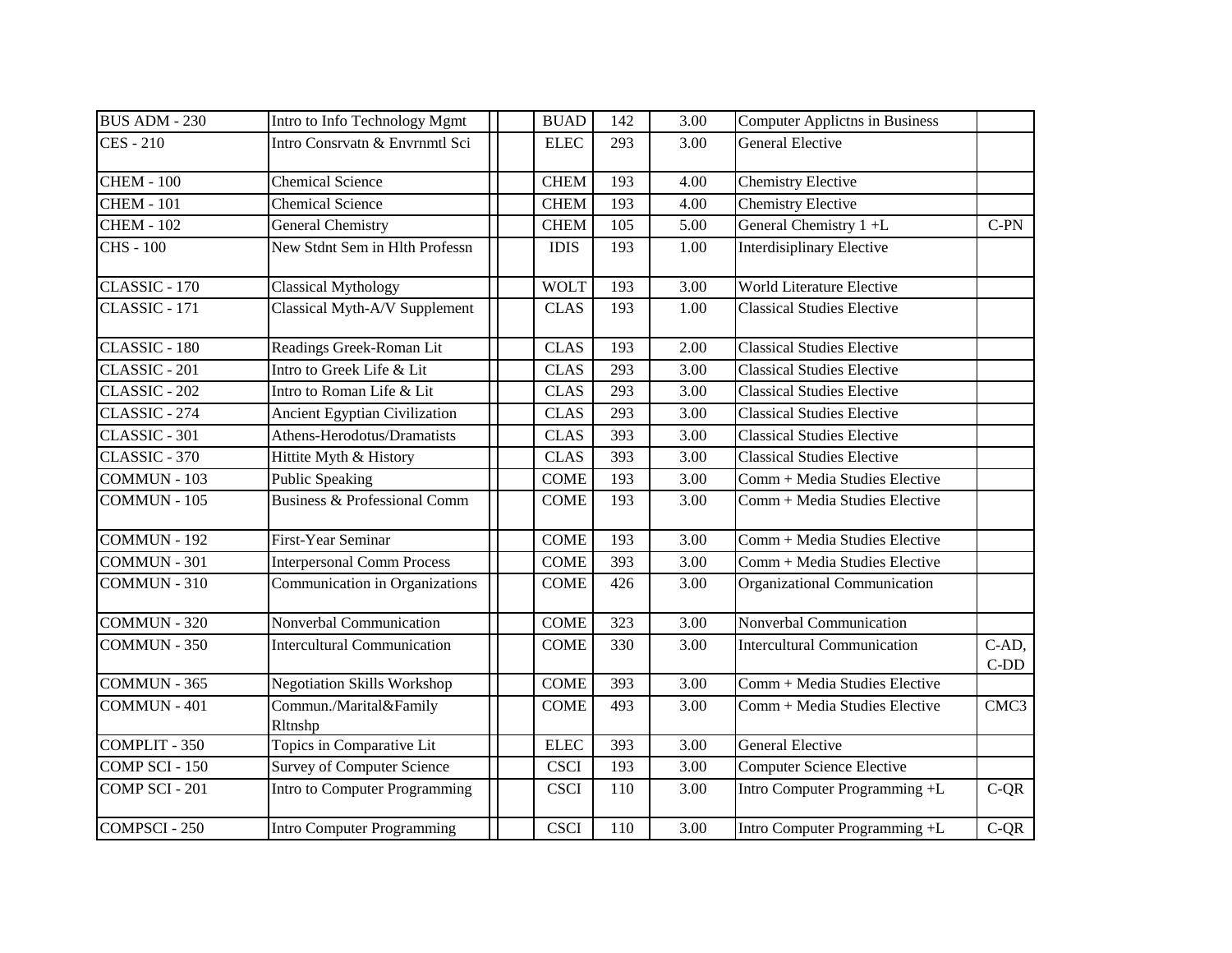| | | | | | | | | |
|---|---|---|---|---|---|---|---|---|
| BUS ADM - 230 | Intro to Info Technology Mgmt | | | BUAD | 142 | 3.00 | Computer Applictns in Business | |
| CES - 210 | Intro Consrvatn & Envrnmtl Sci | | | ELEC | 293 | 3.00 | General Elective | |
| CHEM - 100 | Chemical Science | | | CHEM | 193 | 4.00 | Chemistry Elective | |
| CHEM - 101 | Chemical Science | | | CHEM | 193 | 4.00 | Chemistry Elective | |
| CHEM - 102 | General Chemistry | | | CHEM | 105 | 5.00 | General Chemistry 1 +L | C-PN |
| CHS - 100 | New Stdnt Sem in Hlth Professn | | | IDIS | 193 | 1.00 | Interdisiplinary Elective | |
| CLASSIC - 170 | Classical Mythology | | | WOLT | 193 | 3.00 | World Literature Elective | |
| CLASSIC - 171 | Classical Myth-A/V Supplement | | | CLAS | 193 | 1.00 | Classical Studies Elective | |
| CLASSIC - 180 | Readings Greek-Roman Lit | | | CLAS | 193 | 2.00 | Classical Studies Elective | |
| CLASSIC - 201 | Intro to Greek Life & Lit | | | CLAS | 293 | 3.00 | Classical Studies Elective | |
| CLASSIC - 202 | Intro to Roman Life & Lit | | | CLAS | 293 | 3.00 | Classical Studies Elective | |
| CLASSIC - 274 | Ancient Egyptian Civilization | | | CLAS | 293 | 3.00 | Classical Studies Elective | |
| CLASSIC - 301 | Athens-Herodotus/Dramatists | | | CLAS | 393 | 3.00 | Classical Studies Elective | |
| CLASSIC - 370 | Hittite Myth & History | | | CLAS | 393 | 3.00 | Classical Studies Elective | |
| COMMUN - 103 | Public Speaking | | | COME | 193 | 3.00 | Comm + Media Studies Elective | |
| COMMUN - 105 | Business & Professional Comm | | | COME | 193 | 3.00 | Comm + Media Studies Elective | |
| COMMUN - 192 | First-Year Seminar | | | COME | 193 | 3.00 | Comm + Media Studies Elective | |
| COMMUN - 301 | Interpersonal Comm Process | | | COME | 393 | 3.00 | Comm + Media Studies Elective | |
| COMMUN - 310 | Communication in Organizations | | | COME | 426 | 3.00 | Organizational Communication | |
| COMMUN - 320 | Nonverbal Communication | | | COME | 323 | 3.00 | Nonverbal Communication | |
| COMMUN - 350 | Intercultural Communication | | | COME | 330 | 3.00 | Intercultural Communication | C-AD, C-DD |
| COMMUN - 365 | Negotiation Skills Workshop | | | COME | 393 | 3.00 | Comm + Media Studies Elective | |
| COMMUN - 401 | Commun./Marital&Family Rltnshp | | | COME | 493 | 3.00 | Comm + Media Studies Elective | CMC3 |
| COMPLIT - 350 | Topics in Comparative Lit | | | ELEC | 393 | 3.00 | General Elective | |
| COMP SCI - 150 | Survey of Computer Science | | | CSCI | 193 | 3.00 | Computer Science Elective | |
| COMP SCI - 201 | Intro to Computer Programming | | | CSCI | 110 | 3.00 | Intro Computer Programming +L | C-QR |
| COMPSCI - 250 | Intro Computer Programming | | | CSCI | 110 | 3.00 | Intro Computer Programming +L | C-QR |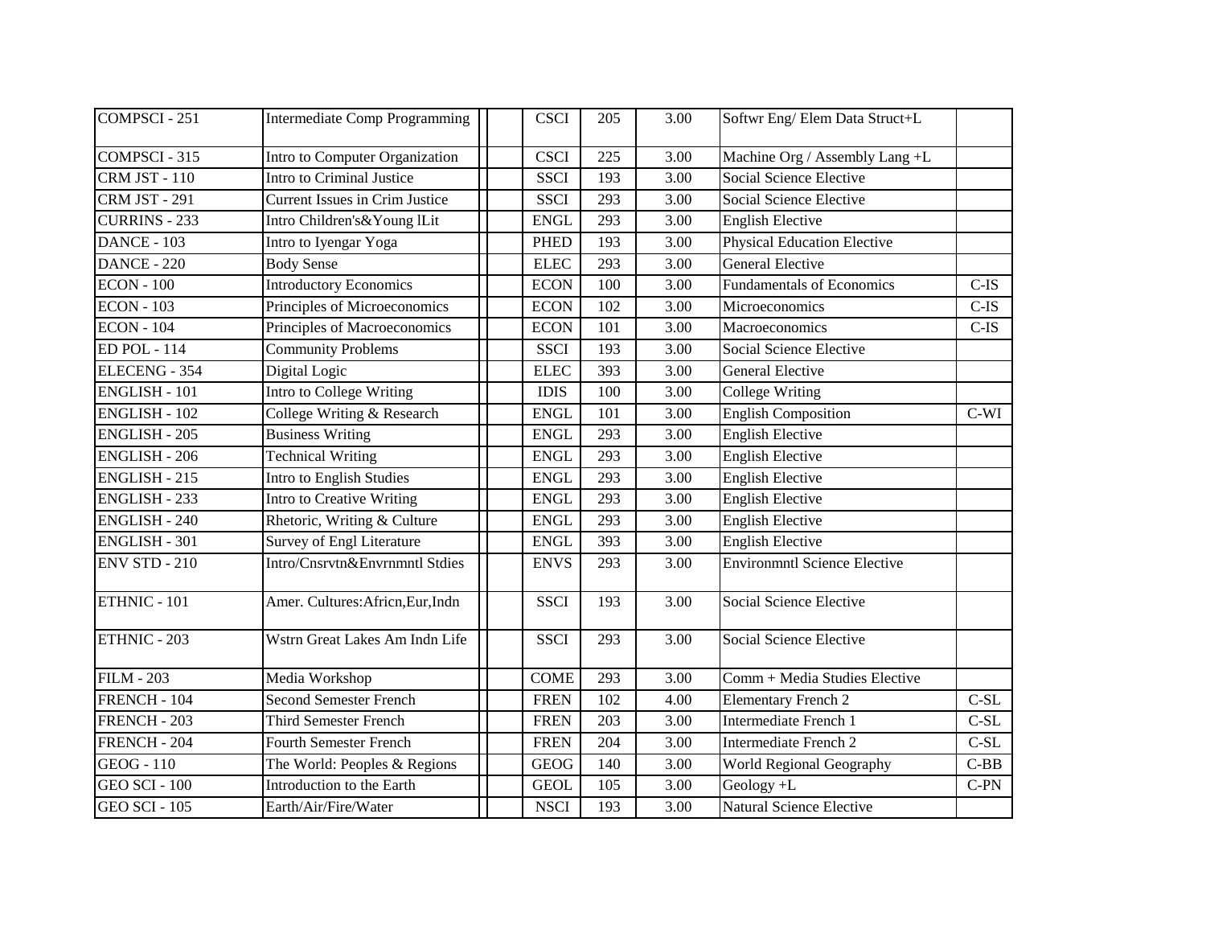| | | | | | | | | |
|---|---|---|---|---|---|---|---|---|
| COMPSCI - 251 | Intermediate Comp Programming | | | CSCI | 205 | 3.00 | Softwr Eng/ Elem Data Struct+L | |
| COMPSCI - 315 | Intro to Computer Organization | | | CSCI | 225 | 3.00 | Machine Org / Assembly Lang +L | |
| CRM JST - 110 | Intro to Criminal Justice | | | SSCI | 193 | 3.00 | Social Science Elective | |
| CRM JST - 291 | Current Issues in Crim Justice | | | SSCI | 293 | 3.00 | Social Science Elective | |
| CURRINS - 233 | Intro Children's&Young lLit | | | ENGL | 293 | 3.00 | English Elective | |
| DANCE - 103 | Intro to Iyengar Yoga | | | PHED | 193 | 3.00 | Physical Education Elective | |
| DANCE - 220 | Body Sense | | | ELEC | 293 | 3.00 | General Elective | |
| ECON - 100 | Introductory Economics | | | ECON | 100 | 3.00 | Fundamentals of Economics | C-IS |
| ECON - 103 | Principles of Microeconomics | | | ECON | 102 | 3.00 | Microeconomics | C-IS |
| ECON - 104 | Principles of Macroeconomics | | | ECON | 101 | 3.00 | Macroeconomics | C-IS |
| ED POL - 114 | Community Problems | | | SSCI | 193 | 3.00 | Social Science Elective | |
| ELECENG - 354 | Digital Logic | | | ELEC | 393 | 3.00 | General Elective | |
| ENGLISH - 101 | Intro to College Writing | | | IDIS | 100 | 3.00 | College Writing | |
| ENGLISH - 102 | College Writing & Research | | | ENGL | 101 | 3.00 | English Composition | C-WI |
| ENGLISH - 205 | Business Writing | | | ENGL | 293 | 3.00 | English Elective | |
| ENGLISH - 206 | Technical Writing | | | ENGL | 293 | 3.00 | English Elective | |
| ENGLISH - 215 | Intro to English Studies | | | ENGL | 293 | 3.00 | English Elective | |
| ENGLISH - 233 | Intro to Creative Writing | | | ENGL | 293 | 3.00 | English Elective | |
| ENGLISH - 240 | Rhetoric, Writing & Culture | | | ENGL | 293 | 3.00 | English Elective | |
| ENGLISH - 301 | Survey of Engl Literature | | | ENGL | 393 | 3.00 | English Elective | |
| ENV STD - 210 | Intro/Cnsrvtn&Envrnmntl Stdies | | | ENVS | 293 | 3.00 | Environmntl Science Elective | |
| ETHNIC - 101 | Amer. Cultures:Africn,Eur,Indn | | | SSCI | 193 | 3.00 | Social Science Elective | |
| ETHNIC - 203 | Wstrn Great Lakes Am Indn Life | | | SSCI | 293 | 3.00 | Social Science Elective | |
| FILM - 203 | Media Workshop | | | COME | 293 | 3.00 | Comm + Media Studies Elective | |
| FRENCH - 104 | Second Semester French | | | FREN | 102 | 4.00 | Elementary French 2 | C-SL |
| FRENCH - 203 | Third Semester French | | | FREN | 203 | 3.00 | Intermediate French 1 | C-SL |
| FRENCH - 204 | Fourth Semester French | | | FREN | 204 | 3.00 | Intermediate French 2 | C-SL |
| GEOG - 110 | The World: Peoples & Regions | | | GEOG | 140 | 3.00 | World Regional Geography | C-BB |
| GEO SCI - 100 | Introduction to the Earth | | | GEOL | 105 | 3.00 | Geology +L | C-PN |
| GEO SCI - 105 | Earth/Air/Fire/Water | | | NSCI | 193 | 3.00 | Natural Science Elective | |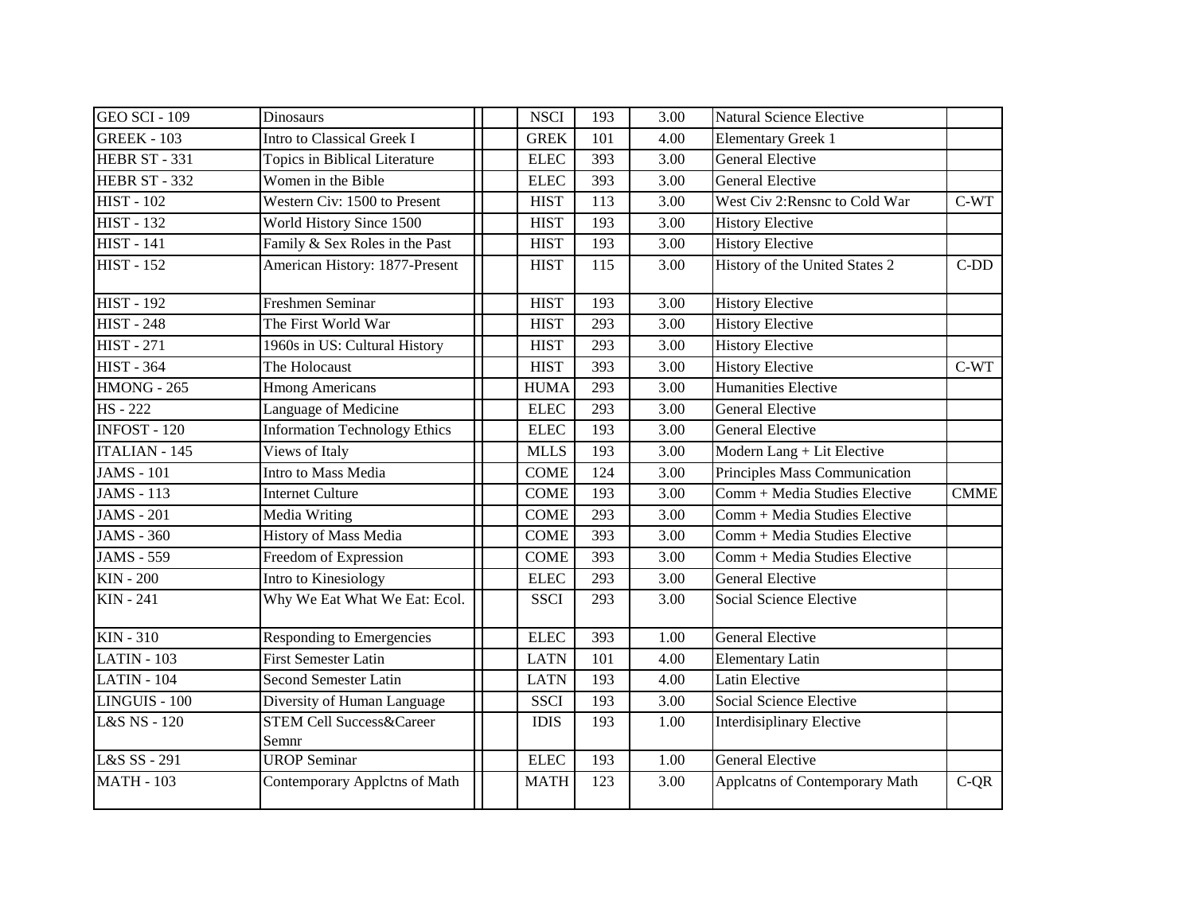| | | | | | | | | |
|---|---|---|---|---|---|---|---|---|
| GEO SCI - 109 | Dinosaurs | | | NSCI | 193 | 3.00 | Natural Science Elective | |
| GREEK - 103 | Intro to Classical Greek I | | | GREK | 101 | 4.00 | Elementary Greek 1 | |
| HEBR ST - 331 | Topics in Biblical Literature | | | ELEC | 393 | 3.00 | General Elective | |
| HEBR ST - 332 | Women in the Bible | | | ELEC | 393 | 3.00 | General Elective | |
| HIST - 102 | Western Civ: 1500 to Present | | | HIST | 113 | 3.00 | West Civ 2:Rensnc to Cold War | C-WT |
| HIST - 132 | World History Since 1500 | | | HIST | 193 | 3.00 | History Elective | |
| HIST - 141 | Family & Sex Roles in the Past | | | HIST | 193 | 3.00 | History Elective | |
| HIST - 152 | American History: 1877-Present | | | HIST | 115 | 3.00 | History of the United States 2 | C-DD |
| HIST - 192 | Freshmen Seminar | | | HIST | 193 | 3.00 | History Elective | |
| HIST - 248 | The First World War | | | HIST | 293 | 3.00 | History Elective | |
| HIST - 271 | 1960s in US: Cultural History | | | HIST | 293 | 3.00 | History Elective | |
| HIST - 364 | The Holocaust | | | HIST | 393 | 3.00 | History Elective | C-WT |
| HMONG - 265 | Hmong Americans | | | HUMA | 293 | 3.00 | Humanities Elective | |
| HS - 222 | Language of Medicine | | | ELEC | 293 | 3.00 | General Elective | |
| INFOST - 120 | Information Technology Ethics | | | ELEC | 193 | 3.00 | General Elective | |
| ITALIAN - 145 | Views of Italy | | | MLLS | 193 | 3.00 | Modern Lang + Lit Elective | |
| JAMS - 101 | Intro to Mass Media | | | COME | 124 | 3.00 | Principles Mass Communication | |
| JAMS - 113 | Internet Culture | | | COME | 193 | 3.00 | Comm + Media Studies Elective | CMME |
| JAMS - 201 | Media Writing | | | COME | 293 | 3.00 | Comm + Media Studies Elective | |
| JAMS - 360 | History of Mass Media | | | COME | 393 | 3.00 | Comm + Media Studies Elective | |
| JAMS - 559 | Freedom of Expression | | | COME | 393 | 3.00 | Comm + Media Studies Elective | |
| KIN - 200 | Intro to Kinesiology | | | ELEC | 293 | 3.00 | General Elective | |
| KIN - 241 | Why We Eat What We Eat: Ecol. | | | SSCI | 293 | 3.00 | Social Science Elective | |
| KIN - 310 | Responding to Emergencies | | | ELEC | 393 | 1.00 | General Elective | |
| LATIN - 103 | First Semester Latin | | | LATN | 101 | 4.00 | Elementary Latin | |
| LATIN - 104 | Second Semester Latin | | | LATN | 193 | 4.00 | Latin Elective | |
| LINGUIS - 100 | Diversity of Human Language | | | SSCI | 193 | 3.00 | Social Science Elective | |
| L&S NS - 120 | STEM Cell Success&Career Semnr | | | IDIS | 193 | 1.00 | Interdisiplinary Elective | |
| L&S SS - 291 | UROP Seminar | | | ELEC | 193 | 1.00 | General Elective | |
| MATH - 103 | Contemporary Applctns of Math | | | MATH | 123 | 3.00 | Applcatns of Contemporary Math | C-QR |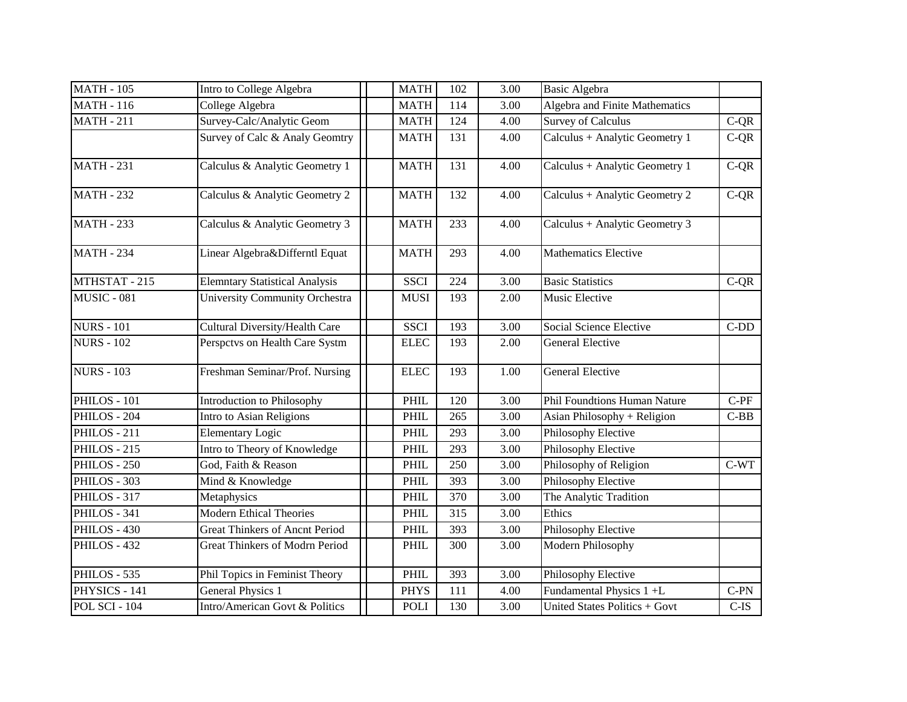| | | | | | | | | |
|---|---|---|---|---|---|---|---|---|
| MATH - 105 | Intro to College Algebra | | | MATH | 102 | 3.00 | Basic Algebra | |
| MATH - 116 | College Algebra | | | MATH | 114 | 3.00 | Algebra and Finite Mathematics | |
| MATH - 211 | Survey-Calc/Analytic Geom | | | MATH | 124 | 4.00 | Survey of Calculus | C-QR |
| | Survey of Calc & Analy Geomtry | | | MATH | 131 | 4.00 | Calculus + Analytic Geometry 1 | C-QR |
| MATH - 231 | Calculus & Analytic Geometry 1 | | | MATH | 131 | 4.00 | Calculus + Analytic Geometry 1 | C-QR |
| MATH - 232 | Calculus & Analytic Geometry 2 | | | MATH | 132 | 4.00 | Calculus + Analytic Geometry 2 | C-QR |
| MATH - 233 | Calculus & Analytic Geometry 3 | | | MATH | 233 | 4.00 | Calculus + Analytic Geometry 3 | |
| MATH - 234 | Linear Algebra&Differntl Equat | | | MATH | 293 | 4.00 | Mathematics Elective | |
| MTHSTAT - 215 | Elemntary Statistical Analysis | | | SSCI | 224 | 3.00 | Basic Statistics | C-QR |
| MUSIC - 081 | University Community Orchestra | | | MUSI | 193 | 2.00 | Music Elective | |
| NURS - 101 | Cultural Diversity/Health Care | | | SSCI | 193 | 3.00 | Social Science Elective | C-DD |
| NURS - 102 | Perspctvs on Health Care Systm | | | ELEC | 193 | 2.00 | General Elective | |
| NURS - 103 | Freshman Seminar/Prof. Nursing | | | ELEC | 193 | 1.00 | General Elective | |
| PHILOS - 101 | Introduction to Philosophy | | | PHIL | 120 | 3.00 | Phil Foundtions Human Nature | C-PF |
| PHILOS - 204 | Intro to Asian Religions | | | PHIL | 265 | 3.00 | Asian Philosophy + Religion | C-BB |
| PHILOS - 211 | Elementary Logic | | | PHIL | 293 | 3.00 | Philosophy Elective | |
| PHILOS - 215 | Intro to Theory of Knowledge | | | PHIL | 293 | 3.00 | Philosophy Elective | |
| PHILOS - 250 | God, Faith & Reason | | | PHIL | 250 | 3.00 | Philosophy of Religion | C-WT |
| PHILOS - 303 | Mind & Knowledge | | | PHIL | 393 | 3.00 | Philosophy Elective | |
| PHILOS - 317 | Metaphysics | | | PHIL | 370 | 3.00 | The Analytic Tradition | |
| PHILOS - 341 | Modern Ethical Theories | | | PHIL | 315 | 3.00 | Ethics | |
| PHILOS - 430 | Great Thinkers of Ancnt Period | | | PHIL | 393 | 3.00 | Philosophy Elective | |
| PHILOS - 432 | Great Thinkers of Modrn Period | | | PHIL | 300 | 3.00 | Modern Philosophy | |
| PHILOS - 535 | Phil Topics in Feminist Theory | | | PHIL | 393 | 3.00 | Philosophy Elective | |
| PHYSICS - 141 | General Physics 1 | | | PHYS | 111 | 4.00 | Fundamental Physics 1 +L | C-PN |
| POL SCI - 104 | Intro/American Govt & Politics | | | POLI | 130 | 3.00 | United States Politics + Govt | C-IS |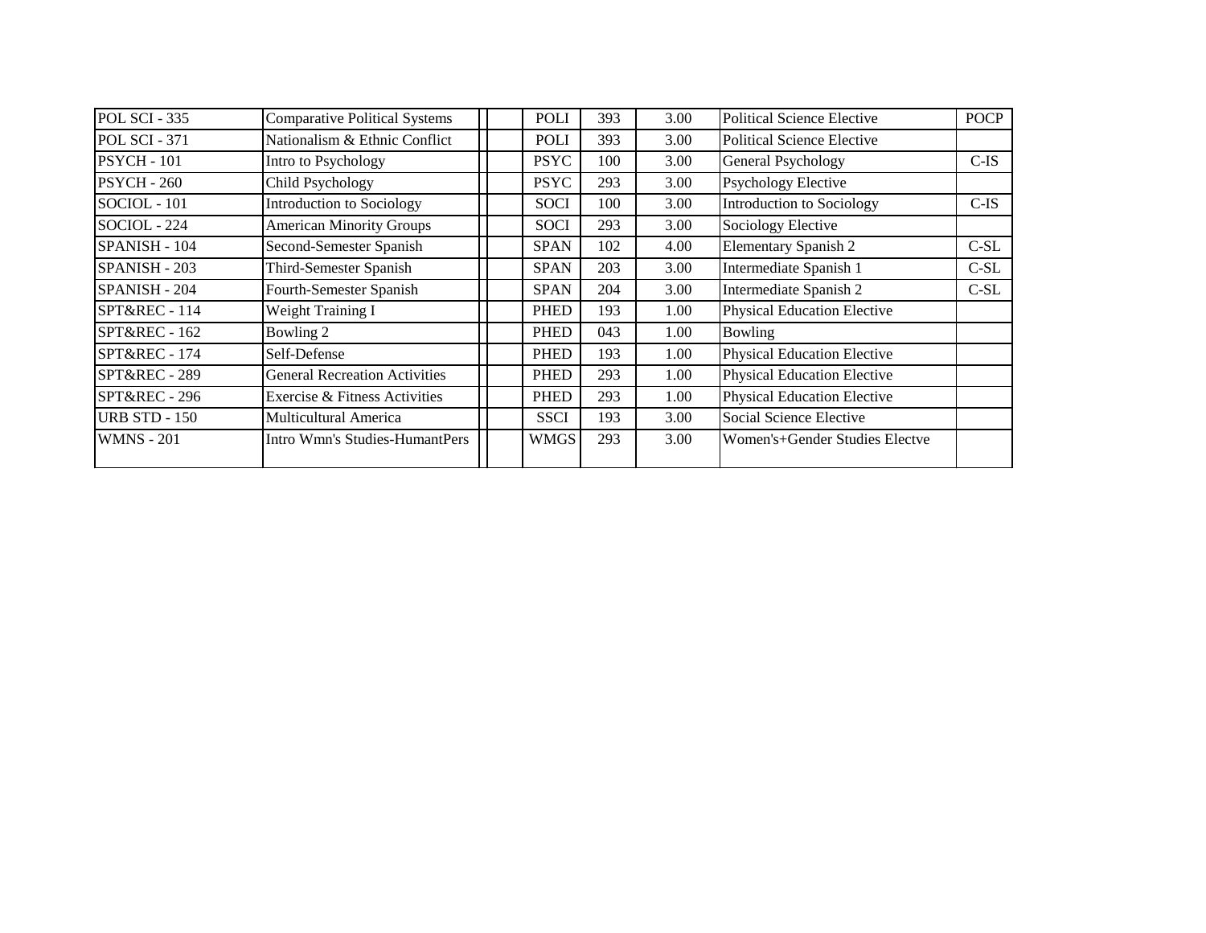| | | | | | | | | |
|---|---|---|---|---|---|---|---|---|
| POL SCI - 335 | Comparative Political Systems | | | POLI | 393 | 3.00 | Political Science Elective | POCP |
| POL SCI - 371 | Nationalism & Ethnic Conflict | | | POLI | 393 | 3.00 | Political Science Elective | |
| PSYCH - 101 | Intro to Psychology | | | PSYC | 100 | 3.00 | General Psychology | C-IS |
| PSYCH - 260 | Child Psychology | | | PSYC | 293 | 3.00 | Psychology Elective | |
| SOCIOL - 101 | Introduction to Sociology | | | SOCI | 100 | 3.00 | Introduction to Sociology | C-IS |
| SOCIOL - 224 | American Minority Groups | | | SOCI | 293 | 3.00 | Sociology Elective | |
| SPANISH - 104 | Second-Semester Spanish | | | SPAN | 102 | 4.00 | Elementary Spanish 2 | C-SL |
| SPANISH - 203 | Third-Semester Spanish | | | SPAN | 203 | 3.00 | Intermediate Spanish 1 | C-SL |
| SPANISH - 204 | Fourth-Semester Spanish | | | SPAN | 204 | 3.00 | Intermediate Spanish 2 | C-SL |
| SPT&REC - 114 | Weight Training I | | | PHED | 193 | 1.00 | Physical Education Elective | |
| SPT&REC - 162 | Bowling 2 | | | PHED | 043 | 1.00 | Bowling | |
| SPT&REC - 174 | Self-Defense | | | PHED | 193 | 1.00 | Physical Education Elective | |
| SPT&REC - 289 | General Recreation Activities | | | PHED | 293 | 1.00 | Physical Education Elective | |
| SPT&REC - 296 | Exercise & Fitness Activities | | | PHED | 293 | 1.00 | Physical Education Elective | |
| URB STD - 150 | Multicultural America | | | SSCI | 193 | 3.00 | Social Science Elective | |
| WMNS - 201 | Intro Wmn's Studies-HumantPers | | | WMGS | 293 | 3.00 | Women's+Gender Studies Electve | |